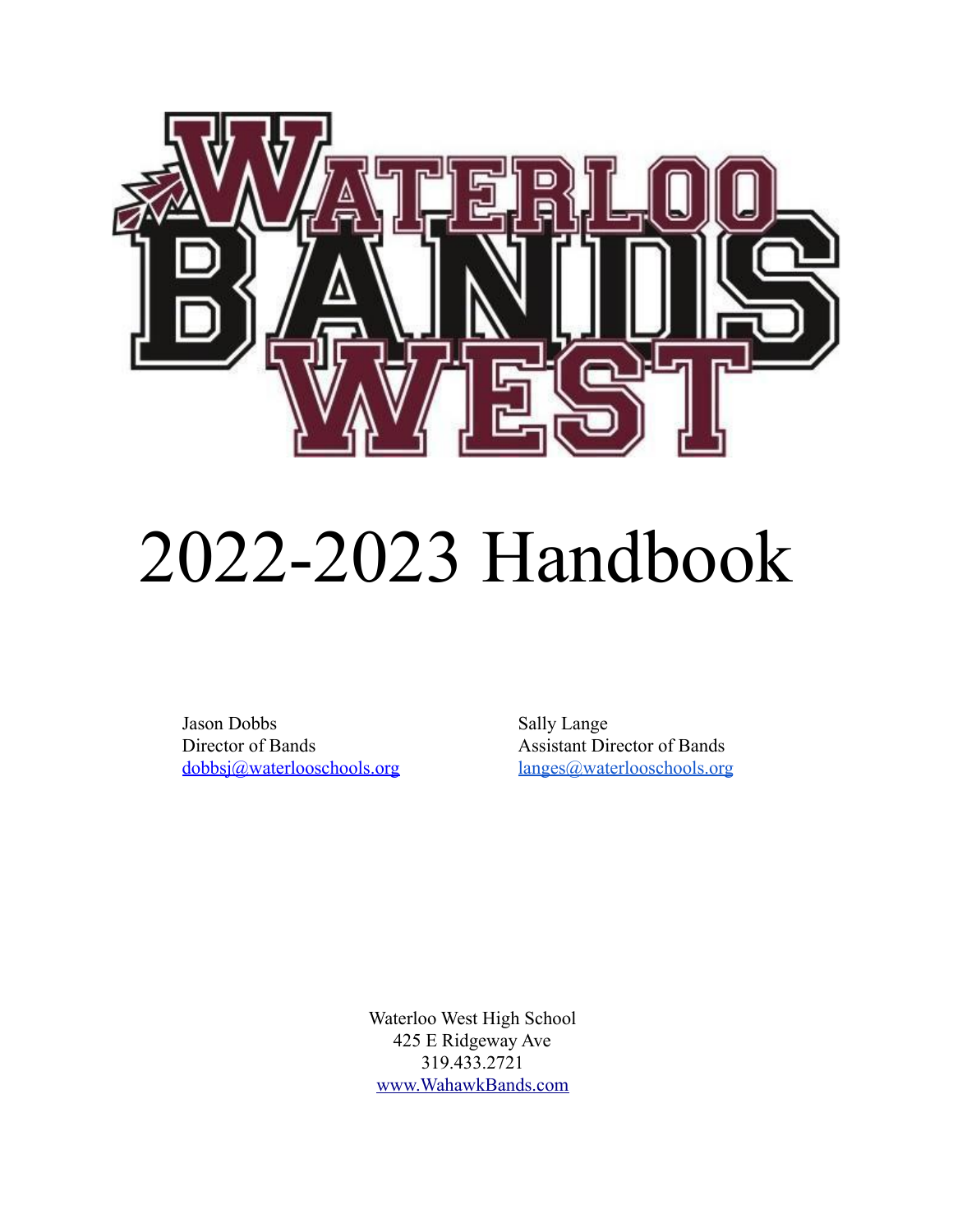# WATERLOO BANDS WEST

# 2022-2023 Handbook

Jason Dobbs
Director of Bands
dobbsj@waterlooschools.org

Sally Lange
Assistant Director of Bands
langes@waterlooschools.org

Waterloo West High School
425 E Ridgeway Ave
319.433.2721
www.WahawkBands.com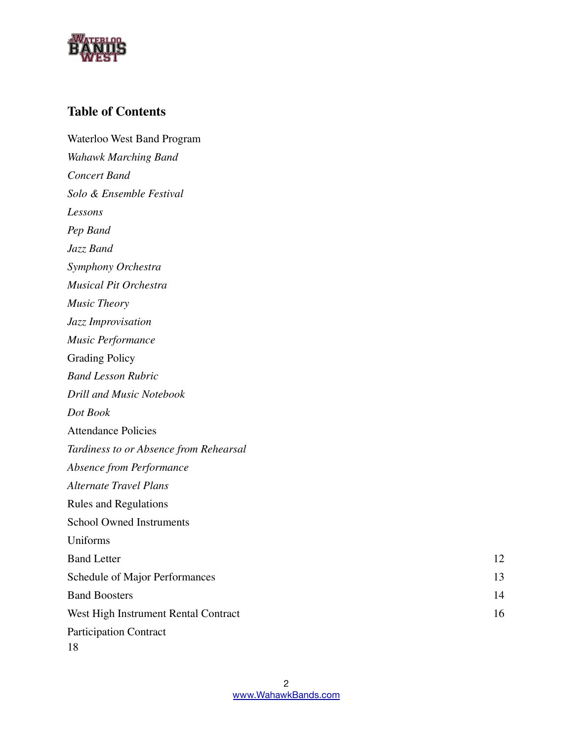## Table of Contents

Waterloo West Band Program

*Wahawk Marching Band*

*Concert Band*

*Solo & Ensemble Festival*

*Lessons*

*Pep Band*

*Jazz Band*

*Symphony Orchestra*

*Musical Pit Orchestra*

*Music Theory*

*Jazz Improvisation*

*Music Performance*

Grading Policy

*Band Lesson Rubric*

*Drill and Music Notebook*

*Dot Book*

Attendance Policies

*Tardiness to or Absence from Rehearsal*

*Absence from Performance*

*Alternate Travel Plans*

Rules and Regulations

School Owned Instruments

Uniforms

Band Letter 12

Schedule of Major Performances 13

Band Boosters 14

West High Instrument Rental Contract 16

Participation Contract 18

www.WahawkBands.com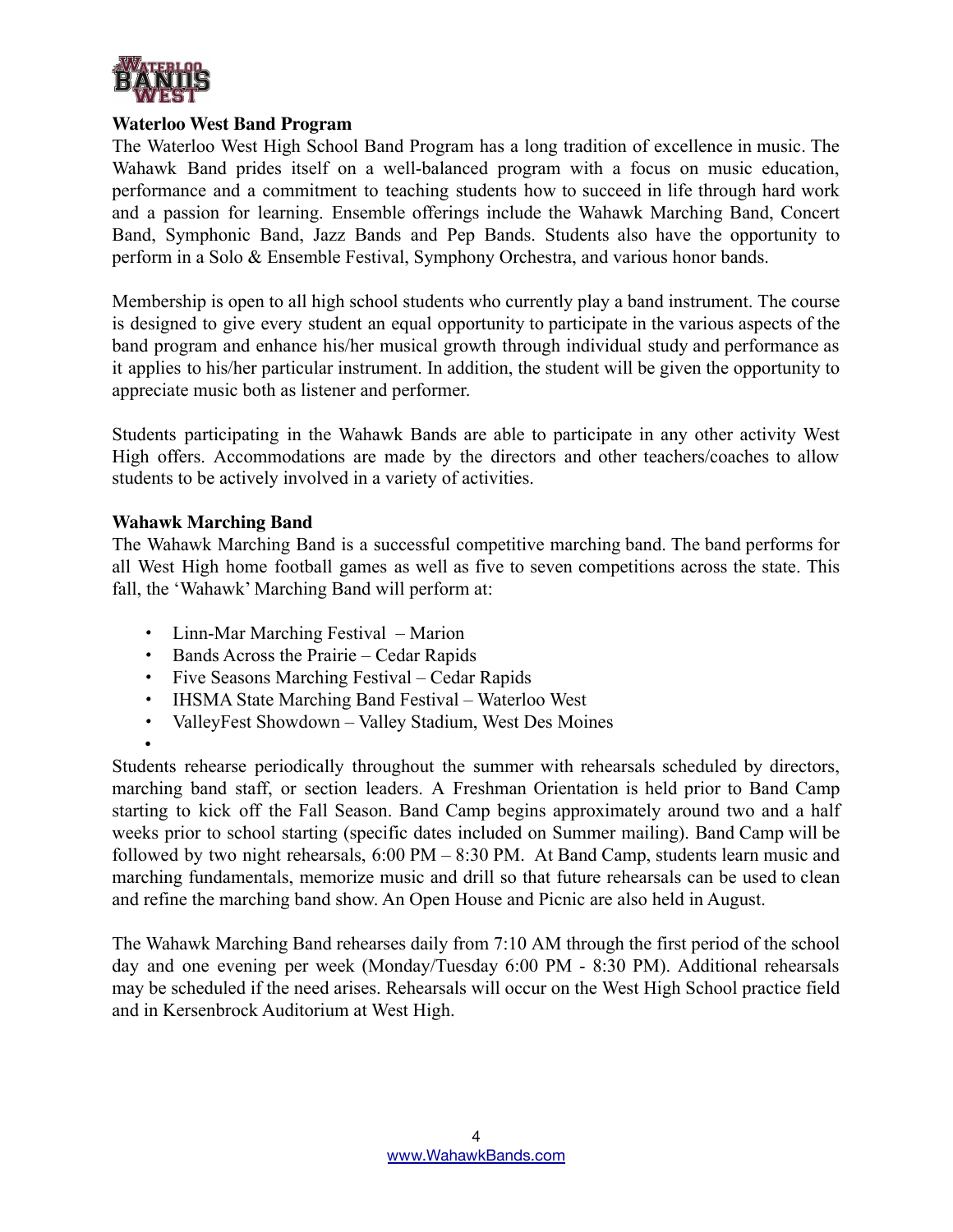### Waterloo West Band Program

The Waterloo West High School Band Program has a long tradition of excellence in music. The Wahawk Band prides itself on a well-balanced program with a focus on music education, performance and a commitment to teaching students how to succeed in life through hard work and a passion for learning. Ensemble offerings include the Wahawk Marching Band, Concert Band, Symphonic Band, Jazz Bands and Pep Bands. Students also have the opportunity to perform in a Solo & Ensemble Festival, Symphony Orchestra, and various honor bands.

Membership is open to all high school students who currently play a band instrument. The course is designed to give every student an equal opportunity to participate in the various aspects of the band program and enhance his/her musical growth through individual study and performance as it applies to his/her particular instrument. In addition, the student will be given the opportunity to appreciate music both as listener and performer.

Students participating in the Wahawk Bands are able to participate in any other activity West High offers. Accommodations are made by the directors and other teachers/coaches to allow students to be actively involved in a variety of activities.

### Wahawk Marching Band

The Wahawk Marching Band is a successful competitive marching band. The band performs for all West High home football games as well as five to seven competitions across the state. This fall, the 'Wahawk' Marching Band will perform at:

- Linn-Mar Marching Festival – Marion
- Bands Across the Prairie – Cedar Rapids
- Five Seasons Marching Festival – Cedar Rapids
- IHSMA State Marching Band Festival – Waterloo West
- ValleyFest Showdown – Valley Stadium, West Des Moines

Students rehearse periodically throughout the summer with rehearsals scheduled by directors, marching band staff, or section leaders. A Freshman Orientation is held prior to Band Camp starting to kick off the Fall Season. Band Camp begins approximately around two and a half weeks prior to school starting (specific dates included on Summer mailing). Band Camp will be followed by two night rehearsals, 6:00 PM – 8:30 PM. At Band Camp, students learn music and marching fundamentals, memorize music and drill so that future rehearsals can be used to clean and refine the marching band show. An Open House and Picnic are also held in August.

The Wahawk Marching Band rehearses daily from 7:10 AM through the first period of the school day and one evening per week (Monday/Tuesday 6:00 PM - 8:30 PM). Additional rehearsals may be scheduled if the need arises. Rehearsals will occur on the West High School practice field and in Kersenbrock Auditorium at West High.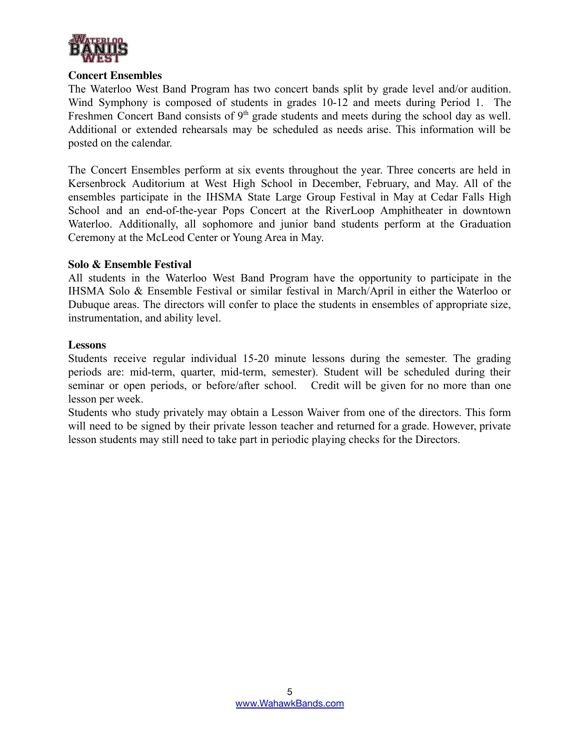**Concert Ensembles**

The Waterloo West Band Program has two concert bands split by grade level and/or audition. Wind Symphony is composed of students in grades 10-12 and meets during Period 1. The Freshmen Concert Band consists of 9th grade students and meets during the school day as well. Additional or extended rehearsals may be scheduled as needs arise. This information will be posted on the calendar.

The Concert Ensembles perform at six events throughout the year. Three concerts are held in Kersenbrock Auditorium at West High School in December, February, and May. All of the ensembles participate in the IHSMA State Large Group Festival in May at Cedar Falls High School and an end-of-the-year Pops Concert at the RiverLoop Amphitheater in downtown Waterloo. Additionally, all sophomore and junior band students perform at the Graduation Ceremony at the McLeod Center or Young Area in May.

**Solo & Ensemble Festival**

All students in the Waterloo West Band Program have the opportunity to participate in the IHSMA Solo & Ensemble Festival or similar festival in March/April in either the Waterloo or Dubuque areas. The directors will confer to place the students in ensembles of appropriate size, instrumentation, and ability level.

**Lessons**

Students receive regular individual 15-20 minute lessons during the semester. The grading periods are: mid-term, quarter, mid-term, semester). Student will be scheduled during their seminar or open periods, or before/after school. Credit will be given for no more than one lesson per week.

Students who study privately may obtain a Lesson Waiver from one of the directors. This form will need to be signed by their private lesson teacher and returned for a grade. However, private lesson students may still need to take part in periodic playing checks for the Directors.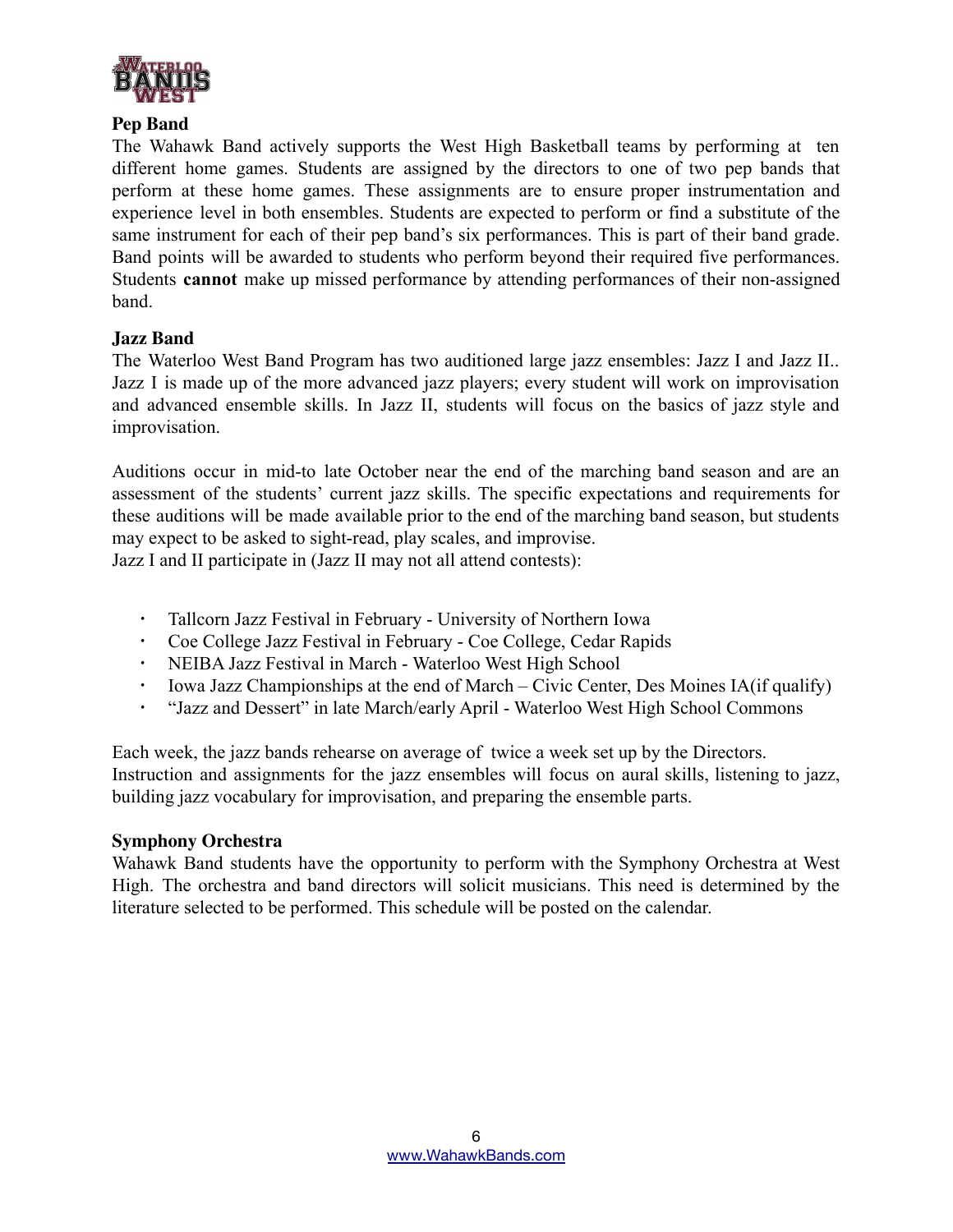## Pep Band

The Wahawk Band actively supports the West High Basketball teams by performing at ten different home games. Students are assigned by the directors to one of two pep bands that perform at these home games. These assignments are to ensure proper instrumentation and experience level in both ensembles. Students are expected to perform or find a substitute of the same instrument for each of their pep band's six performances. This is part of their band grade. Band points will be awarded to students who perform beyond their required five performances. Students **cannot** make up missed performance by attending performances of their non-assigned band.

## Jazz Band

The Waterloo West Band Program has two auditioned large jazz ensembles: Jazz I and Jazz II.. Jazz I is made up of the more advanced jazz players; every student will work on improvisation and advanced ensemble skills. In Jazz II, students will focus on the basics of jazz style and improvisation.

Auditions occur in mid-to late October near the end of the marching band season and are an assessment of the students' current jazz skills. The specific expectations and requirements for these auditions will be made available prior to the end of the marching band season, but students may expect to be asked to sight-read, play scales, and improvise.
Jazz I and II participate in (Jazz II may not all attend contests):

- Tallcorn Jazz Festival in February - University of Northern Iowa
- Coe College Jazz Festival in February - Coe College, Cedar Rapids
- NEIBA Jazz Festival in March - Waterloo West High School
- Iowa Jazz Championships at the end of March – Civic Center, Des Moines IA(if qualify)
- "Jazz and Dessert" in late March/early April - Waterloo West High School Commons

Each week, the jazz bands rehearse on average of twice a week set up by the Directors.
Instruction and assignments for the jazz ensembles will focus on aural skills, listening to jazz, building jazz vocabulary for improvisation, and preparing the ensemble parts.

## Symphony Orchestra

Wahawk Band students have the opportunity to perform with the Symphony Orchestra at West High. The orchestra and band directors will solicit musicians. This need is determined by the literature selected to be performed. This schedule will be posted on the calendar.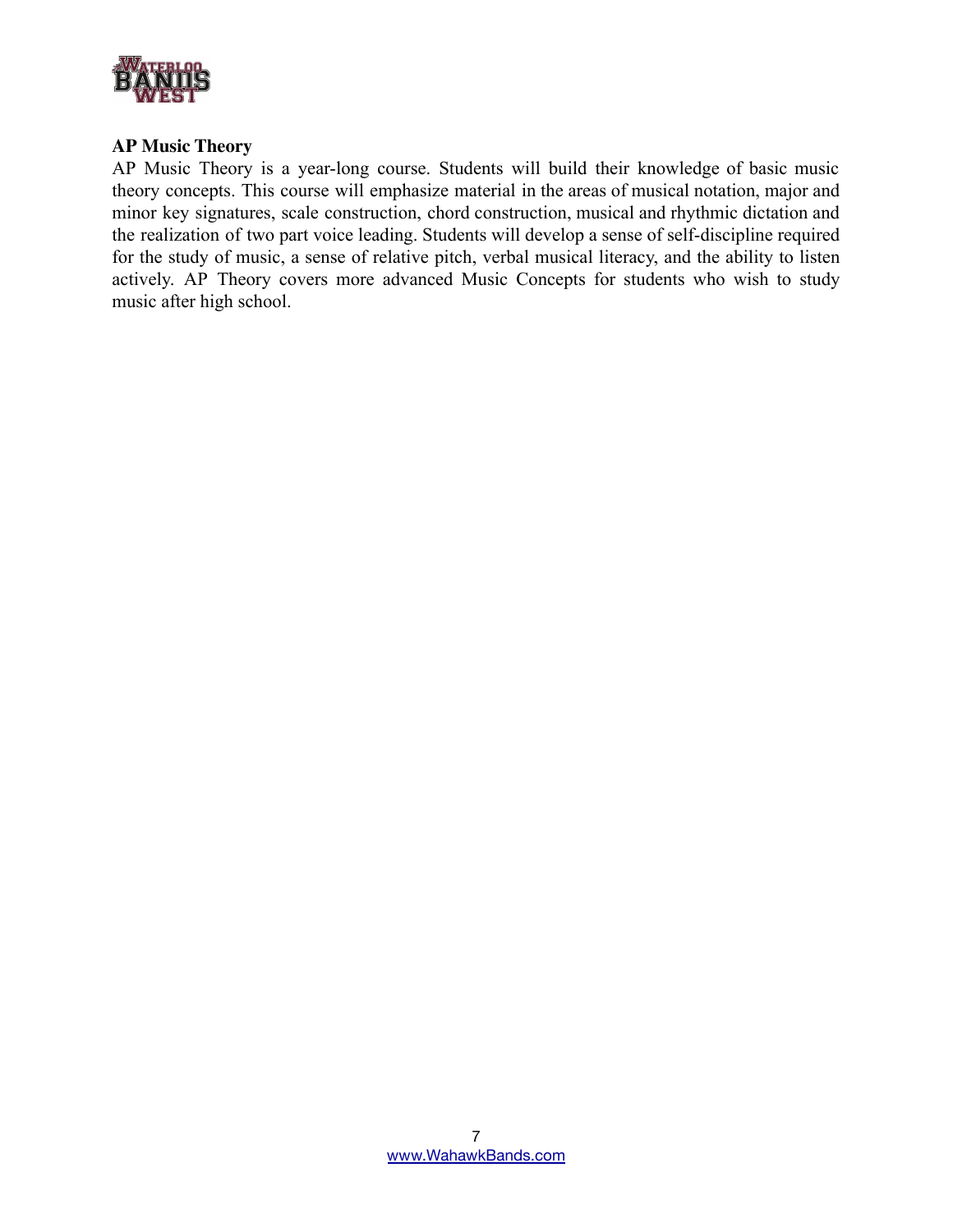**AP Music Theory**

AP Music Theory is a year-long course. Students will build their knowledge of basic music theory concepts. This course will emphasize material in the areas of musical notation, major and minor key signatures, scale construction, chord construction, musical and rhythmic dictation and the realization of two part voice leading. Students will develop a sense of self-discipline required for the study of music, a sense of relative pitch, verbal musical literacy, and the ability to listen actively. AP Theory covers more advanced Music Concepts for students who wish to study music after high school.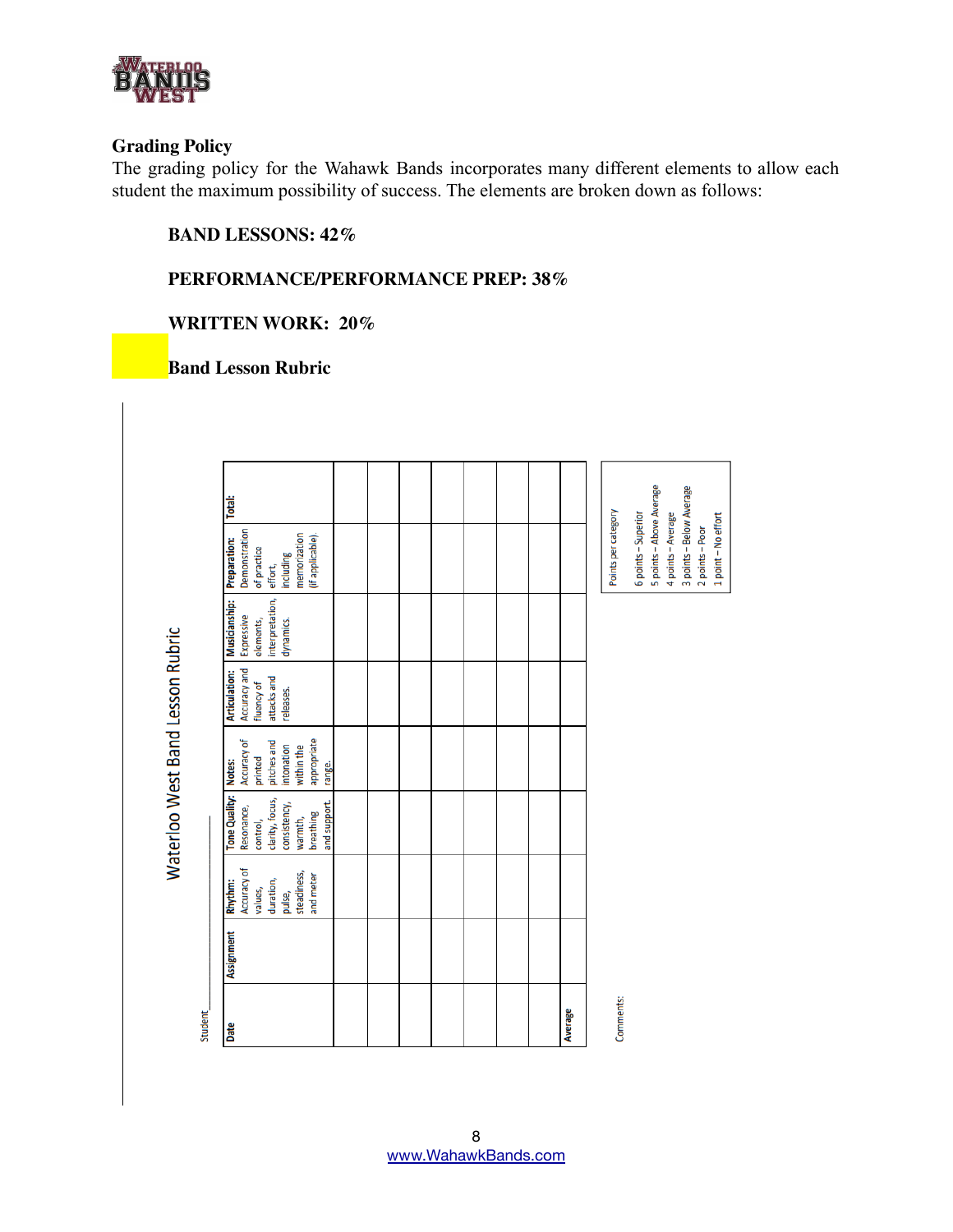**Grading Policy**

The grading policy for the Wahawk Bands incorporates many different elements to allow each student the maximum possibility of success. The elements are broken down as follows:

**BAND LESSONS: 42%**

**PERFORMANCE/PERFORMANCE PREP: 38%**

**WRITTEN WORK: 20%**

**Band Lesson Rubric**

## Waterloo West Band Lesson Rubric

Student\_\_\_\_\_\_\_\_\_\_\_\_\_\_\_\_\_\_\_\_

| Date | Assignment | Rhythm: Accuracy of values, duration, pulse, steadiness, and meter | Tone Quality: Resonance, control, clarity, focus, consistency, warmth, breathing and support. | Notes: Accuracy of printed pitches and intonation within the appropriate range. | Articulation: Accuracy and fluency of attacks and releases. | Musicianship: Expressive elements, interpretation, dynamics. | Preparation: Demonstration of practice effort, including memorization (if applicable). | Total: |
|---|---|---|---|---|---|---|---|---|
| | | | | | | | | |
| | | | | | | | | |
| | | | | | | | | |
| | | | | | | | | |
| | | | | | | | | |
| | | | | | | | | |
| | | | | | | | | |
| Average | | | | | | | | |

Points per category

6 points – Superior
5 points – Above Average
4 points – Average
3 points – Below Average
2 points – Poor
1 point – No effort

Comments: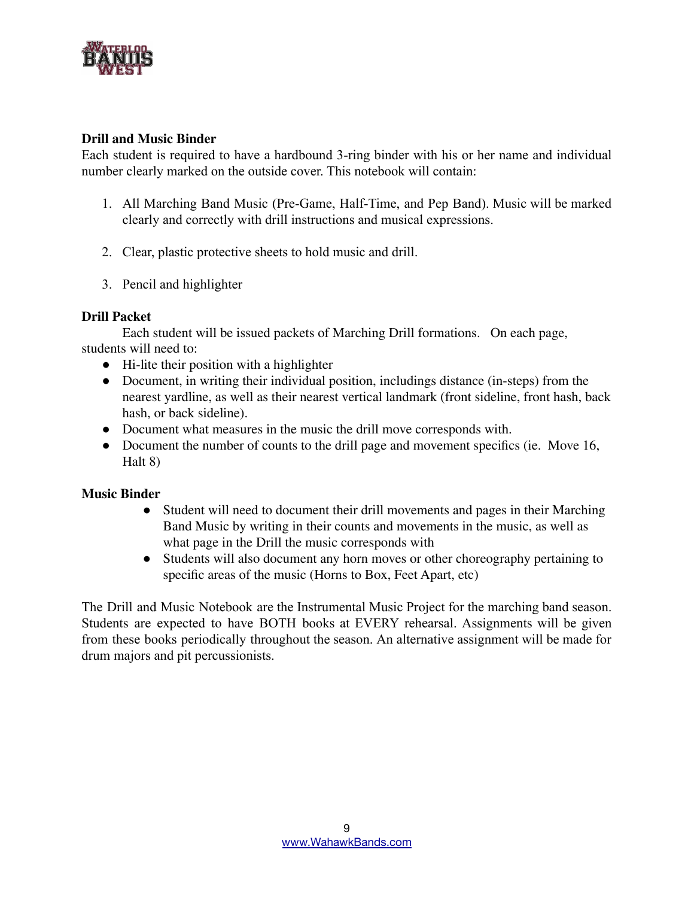**Drill and Music Binder**

Each student is required to have a hardbound 3-ring binder with his or her name and individual number clearly marked on the outside cover. This notebook will contain:

1. All Marching Band Music (Pre-Game, Half-Time, and Pep Band). Music will be marked clearly and correctly with drill instructions and musical expressions.

2. Clear, plastic protective sheets to hold music and drill.

3. Pencil and highlighter

**Drill Packet**

Each student will be issued packets of Marching Drill formations. On each page, students will need to:

- Hi-lite their position with a highlighter
- Document, in writing their individual position, includings distance (in-steps) from the nearest yardline, as well as their nearest vertical landmark (front sideline, front hash, back hash, or back sideline).
- Document what measures in the music the drill move corresponds with.
- Document the number of counts to the drill page and movement specifics (ie. Move 16, Halt 8)

**Music Binder**

- Student will need to document their drill movements and pages in their Marching Band Music by writing in their counts and movements in the music, as well as what page in the Drill the music corresponds with
- Students will also document any horn moves or other choreography pertaining to specific areas of the music (Horns to Box, Feet Apart, etc)

The Drill and Music Notebook are the Instrumental Music Project for the marching band season. Students are expected to have BOTH books at EVERY rehearsal. Assignments will be given from these books periodically throughout the season. An alternative assignment will be made for drum majors and pit percussionists.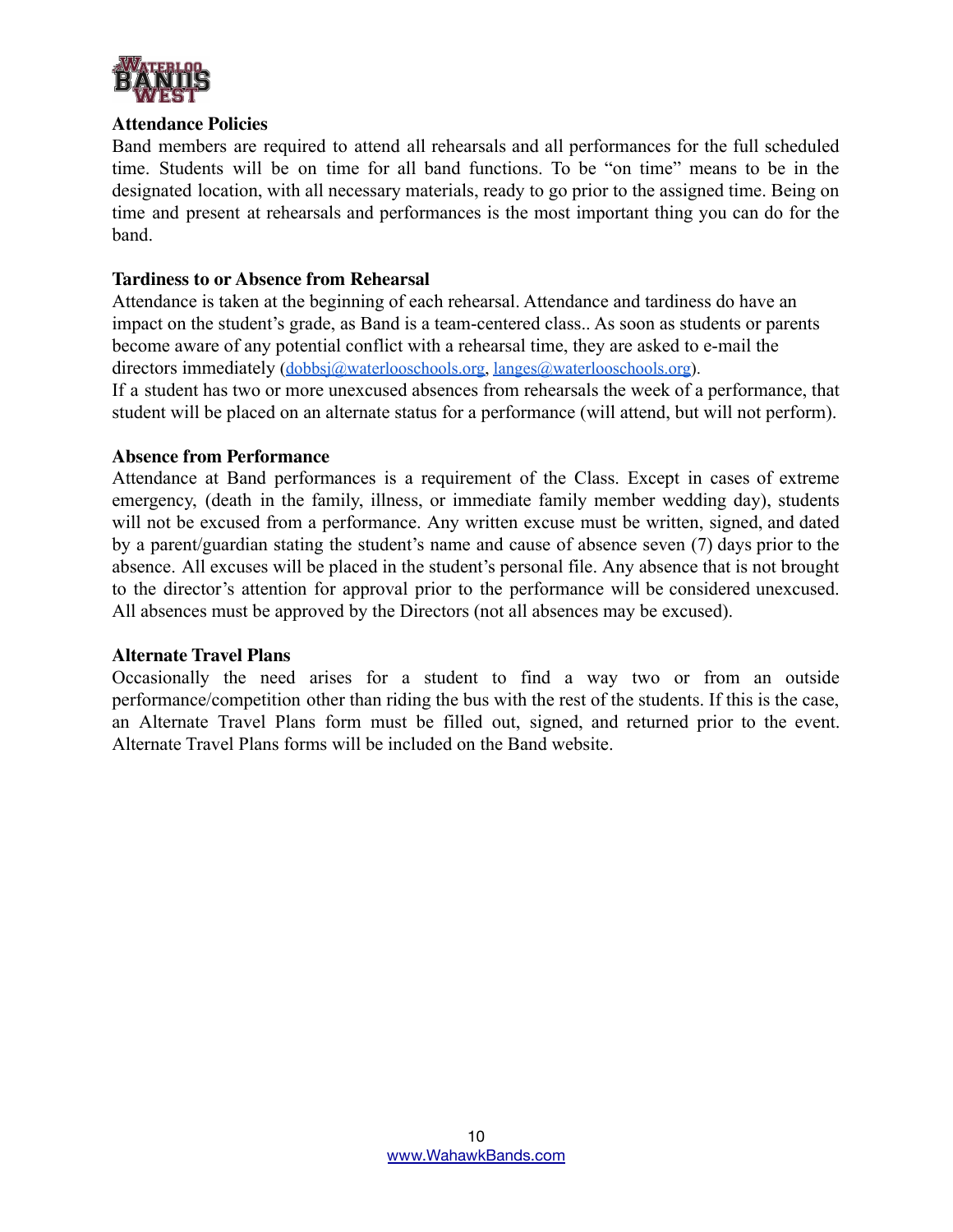### Attendance Policies

Band members are required to attend all rehearsals and all performances for the full scheduled time. Students will be on time for all band functions. To be "on time" means to be in the designated location, with all necessary materials, ready to go prior to the assigned time. Being on time and present at rehearsals and performances is the most important thing you can do for the band.

### Tardiness to or Absence from Rehearsal

Attendance is taken at the beginning of each rehearsal. Attendance and tardiness do have an impact on the student's grade, as Band is a team-centered class.. As soon as students or parents become aware of any potential conflict with a rehearsal time, they are asked to e-mail the directors immediately (dobbsj@waterlooschools.org, langes@waterlooschools.org).

If a student has two or more unexcused absences from rehearsals the week of a performance, that student will be placed on an alternate status for a performance (will attend, but will not perform).

### Absence from Performance

Attendance at Band performances is a requirement of the Class. Except in cases of extreme emergency, (death in the family, illness, or immediate family member wedding day), students will not be excused from a performance. Any written excuse must be written, signed, and dated by a parent/guardian stating the student's name and cause of absence seven (7) days prior to the absence. All excuses will be placed in the student's personal file. Any absence that is not brought to the director's attention for approval prior to the performance will be considered unexcused. All absences must be approved by the Directors (not all absences may be excused).

### Alternate Travel Plans

Occasionally the need arises for a student to find a way two or from an outside performance/competition other than riding the bus with the rest of the students. If this is the case, an Alternate Travel Plans form must be filled out, signed, and returned prior to the event. Alternate Travel Plans forms will be included on the Band website.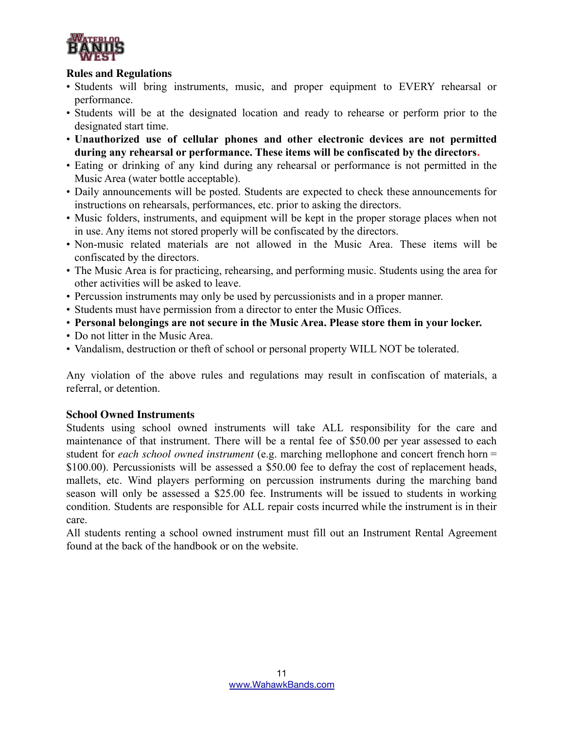## Rules and Regulations

- Students will bring instruments, music, and proper equipment to EVERY rehearsal or performance.
- Students will be at the designated location and ready to rehearse or perform prior to the designated start time.
- **Unauthorized use of cellular phones and other electronic devices are not permitted during any rehearsal or performance. These items will be confiscated by the directors.**
- Eating or drinking of any kind during any rehearsal or performance is not permitted in the Music Area (water bottle acceptable).
- Daily announcements will be posted. Students are expected to check these announcements for instructions on rehearsals, performances, etc. prior to asking the directors.
- Music folders, instruments, and equipment will be kept in the proper storage places when not in use. Any items not stored properly will be confiscated by the directors.
- Non-music related materials are not allowed in the Music Area. These items will be confiscated by the directors.
- The Music Area is for practicing, rehearsing, and performing music. Students using the area for other activities will be asked to leave.
- Percussion instruments may only be used by percussionists and in a proper manner.
- Students must have permission from a director to enter the Music Offices.
- **Personal belongings are not secure in the Music Area. Please store them in your locker.**
- Do not litter in the Music Area.
- Vandalism, destruction or theft of school or personal property WILL NOT be tolerated.

Any violation of the above rules and regulations may result in confiscation of materials, a referral, or detention.

## School Owned Instruments

Students using school owned instruments will take ALL responsibility for the care and maintenance of that instrument. There will be a rental fee of $50.00 per year assessed to each student for *each school owned instrument* (e.g. marching mellophone and concert french horn = $100.00). Percussionists will be assessed a $50.00 fee to defray the cost of replacement heads, mallets, etc. Wind players performing on percussion instruments during the marching band season will only be assessed a $25.00 fee. Instruments will be issued to students in working condition. Students are responsible for ALL repair costs incurred while the instrument is in their care.

All students renting a school owned instrument must fill out an Instrument Rental Agreement found at the back of the handbook or on the website.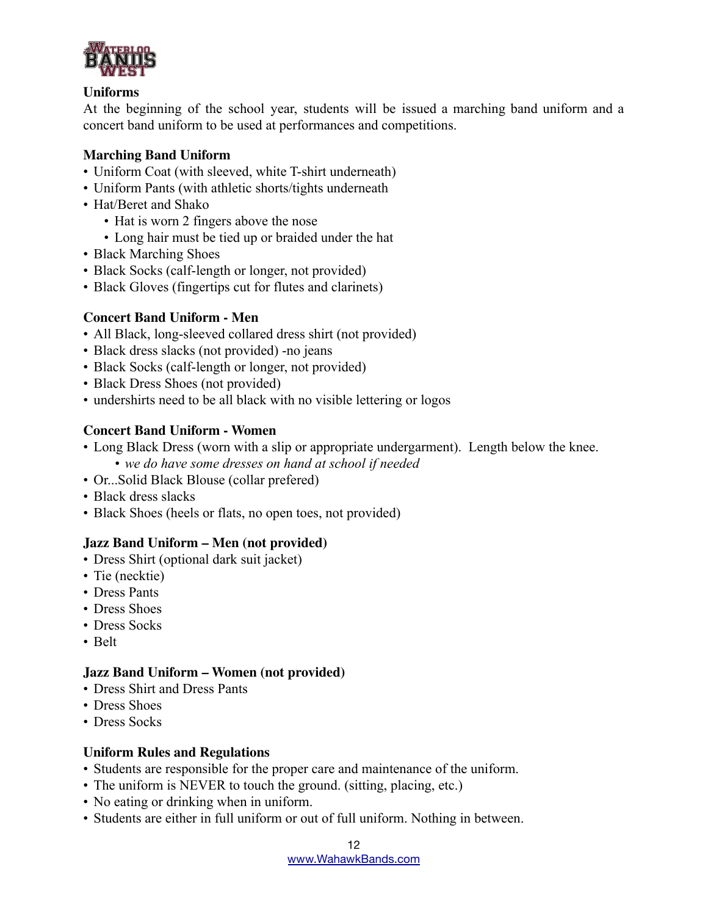## Uniforms

At the beginning of the school year, students will be issued a marching band uniform and a concert band uniform to be used at performances and competitions.

### Marching Band Uniform

- Uniform Coat (with sleeved, white T-shirt underneath)
- Uniform Pants (with athletic shorts/tights underneath
- Hat/Beret and Shako
    - Hat is worn 2 fingers above the nose
    - Long hair must be tied up or braided under the hat
- Black Marching Shoes
- Black Socks (calf-length or longer, not provided)
- Black Gloves (fingertips cut for flutes and clarinets)

### Concert Band Uniform - Men

- All Black, long-sleeved collared dress shirt (not provided)
- Black dress slacks (not provided) -no jeans
- Black Socks (calf-length or longer, not provided)
- Black Dress Shoes (not provided)
- undershirts need to be all black with no visible lettering or logos

### Concert Band Uniform - Women

- Long Black Dress (worn with a slip or appropriate undergarment). Length below the knee.
    - *we do have some dresses on hand at school if needed*
- Or...Solid Black Blouse (collar prefered)
- Black dress slacks
- Black Shoes (heels or flats, no open toes, not provided)

### Jazz Band Uniform – Men (not provided)

- Dress Shirt (optional dark suit jacket)
- Tie (necktie)
- Dress Pants
- Dress Shoes
- Dress Socks
- Belt

### Jazz Band Uniform – Women (not provided)

- Dress Shirt and Dress Pants
- Dress Shoes
- Dress Socks

### Uniform Rules and Regulations

- Students are responsible for the proper care and maintenance of the uniform.
- The uniform is NEVER to touch the ground. (sitting, placing, etc.)
- No eating or drinking when in uniform.
- Students are either in full uniform or out of full uniform. Nothing in between.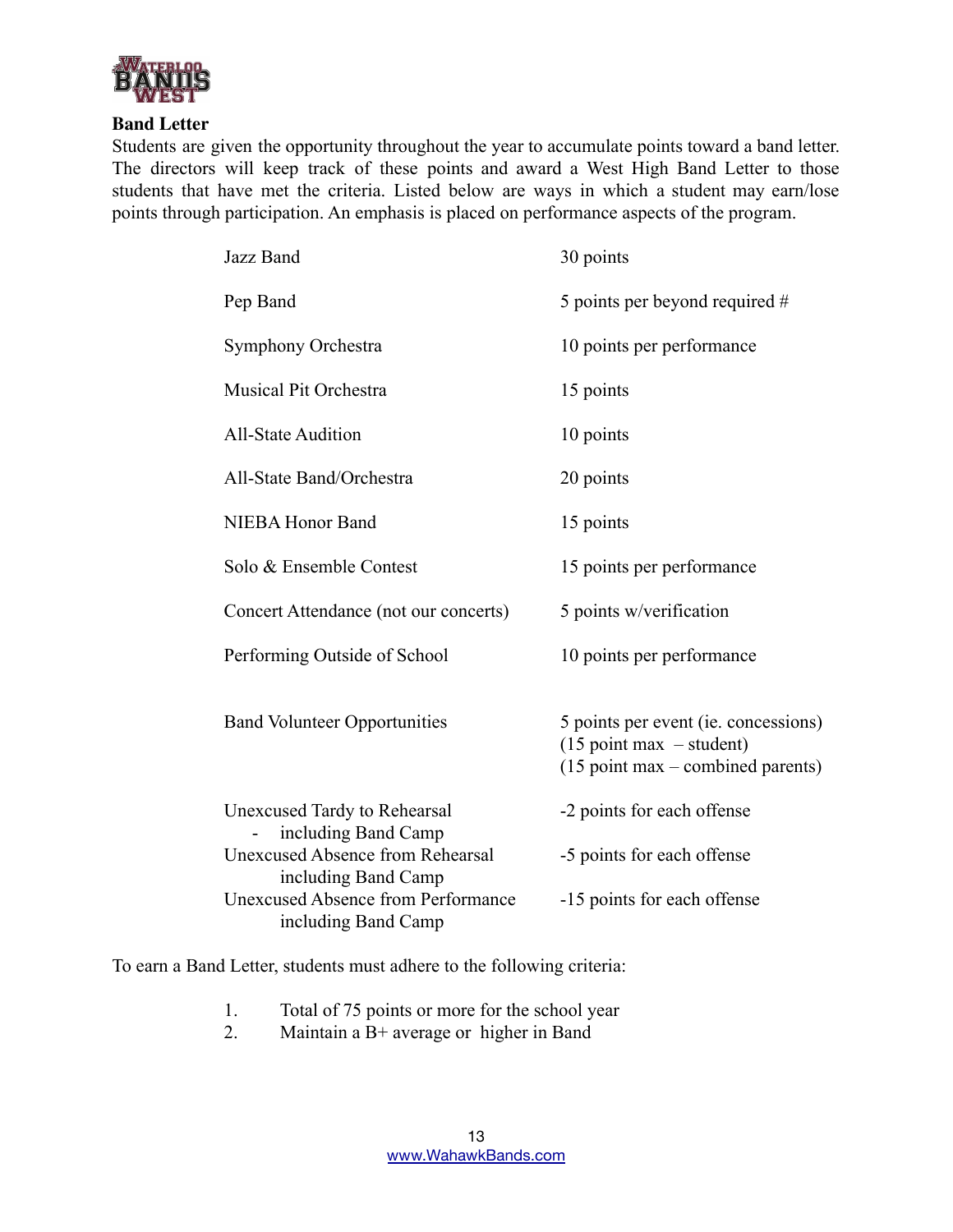## Band Letter

Students are given the opportunity throughout the year to accumulate points toward a band letter. The directors will keep track of these points and award a West High Band Letter to those students that have met the criteria. Listed below are ways in which a student may earn/lose points through participation. An emphasis is placed on performance aspects of the program.

| | |
|---|---|
| Jazz Band | 30 points |
| Pep Band | 5 points per beyond required # |
| Symphony Orchestra | 10 points per performance |
| Musical Pit Orchestra | 15 points |
| All-State Audition | 10 points |
| All-State Band/Orchestra | 20 points |
| NIEBA Honor Band | 15 points |
| Solo & Ensemble Contest | 15 points per performance |
| Concert Attendance (not our concerts) | 5 points w/verification |
| Performing Outside of School | 10 points per performance |
| Band Volunteer Opportunities | 5 points per event (ie. concessions) (15 point max – student) (15 point max – combined parents) |
| Unexcused Tardy to Rehearsal - including Band Camp | -2 points for each offense |
| Unexcused Absence from Rehearsal including Band Camp | -5 points for each offense |
| Unexcused Absence from Performance including Band Camp | -15 points for each offense |

To earn a Band Letter, students must adhere to the following criteria:

1. Total of 75 points or more for the school year
2. Maintain a B+ average or higher in Band

www.WahawkBands.com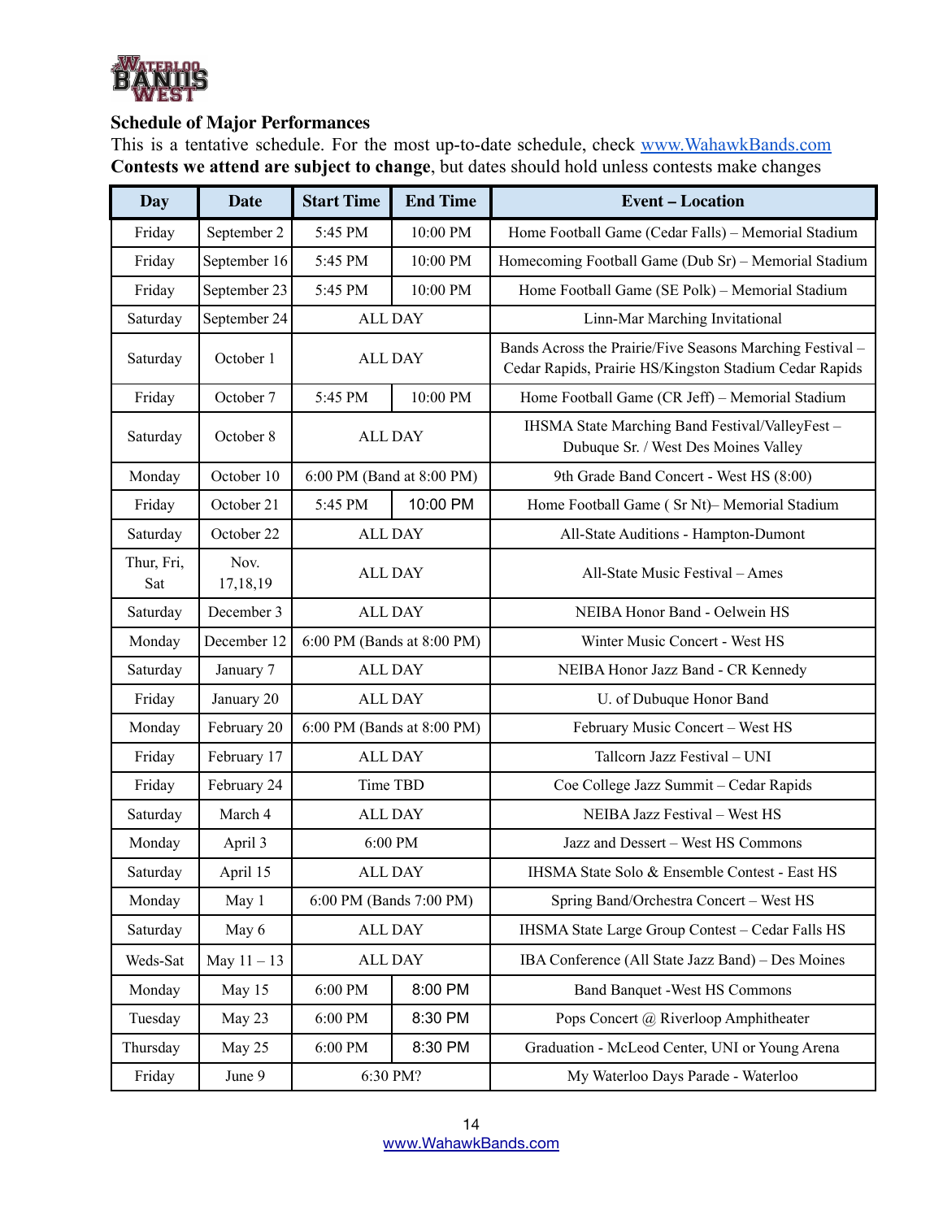## Schedule of Major Performances

This is a tentative schedule. For the most up-to-date schedule, check www.WahawkBands.com
**Contests we attend are subject to change**, but dates should hold unless contests make changes

| Day | Date | Start Time | End Time | Event – Location |
|---|---|---|---|---|
| Friday | September 2 | 5:45 PM | 10:00 PM | Home Football Game (Cedar Falls) – Memorial Stadium |
| Friday | September 16 | 5:45 PM | 10:00 PM | Homecoming Football Game (Dub Sr) – Memorial Stadium |
| Friday | September 23 | 5:45 PM | 10:00 PM | Home Football Game (SE Polk) – Memorial Stadium |
| Saturday | September 24 | ALL DAY | | Linn-Mar Marching Invitational |
| Saturday | October 1 | ALL DAY | | Bands Across the Prairie/Five Seasons Marching Festival – Cedar Rapids, Prairie HS/Kingston Stadium Cedar Rapids |
| Friday | October 7 | 5:45 PM | 10:00 PM | Home Football Game (CR Jeff) – Memorial Stadium |
| Saturday | October 8 | ALL DAY | | IHSMA State Marching Band Festival/ValleyFest – Dubuque Sr. / West Des Moines Valley |
| Monday | October 10 | 6:00 PM (Band at 8:00 PM) | | 9th Grade Band Concert - West HS (8:00) |
| Friday | October 21 | 5:45 PM | 10:00 PM | Home Football Game ( Sr Nt)– Memorial Stadium |
| Saturday | October 22 | ALL DAY | | All-State Auditions - Hampton-Dumont |
| Thur, Fri, Sat | Nov. 17,18,19 | ALL DAY | | All-State Music Festival – Ames |
| Saturday | December 3 | ALL DAY | | NEIBA Honor Band - Oelwein HS |
| Monday | December 12 | 6:00 PM (Bands at 8:00 PM) | | Winter Music Concert - West HS |
| Saturday | January 7 | ALL DAY | | NEIBA Honor Jazz Band - CR Kennedy |
| Friday | January 20 | ALL DAY | | U. of Dubuque Honor Band |
| Monday | February 20 | 6:00 PM (Bands at 8:00 PM) | | February Music Concert – West HS |
| Friday | February 17 | ALL DAY | | Tallcorn Jazz Festival – UNI |
| Friday | February 24 | Time TBD | | Coe College Jazz Summit – Cedar Rapids |
| Saturday | March 4 | ALL DAY | | NEIBA Jazz Festival – West HS |
| Monday | April 3 | 6:00 PM | | Jazz and Dessert – West HS Commons |
| Saturday | April 15 | ALL DAY | | IHSMA State Solo & Ensemble Contest - East HS |
| Monday | May 1 | 6:00 PM (Bands 7:00 PM) | | Spring Band/Orchestra Concert – West HS |
| Saturday | May 6 | ALL DAY | | IHSMA State Large Group Contest – Cedar Falls HS |
| Weds-Sat | May 11 – 13 | ALL DAY | | IBA Conference (All State Jazz Band) – Des Moines |
| Monday | May 15 | 6:00 PM | 8:00 PM | Band Banquet -West HS Commons |
| Tuesday | May 23 | 6:00 PM | 8:30 PM | Pops Concert @ Riverloop Amphitheater |
| Thursday | May 25 | 6:00 PM | 8:30 PM | Graduation - McLeod Center, UNI or Young Arena |
| Friday | June 9 | 6:30 PM? | | My Waterloo Days Parade - Waterloo |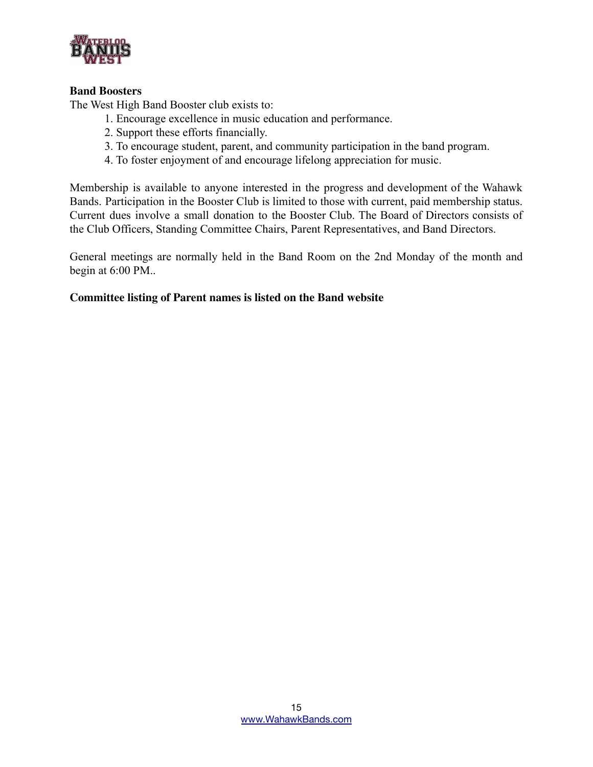**Band Boosters**

The West High Band Booster club exists to:

1. Encourage excellence in music education and performance.
2. Support these efforts financially.
3. To encourage student, parent, and community participation in the band program.
4. To foster enjoyment of and encourage lifelong appreciation for music.

Membership is available to anyone interested in the progress and development of the Wahawk Bands. Participation in the Booster Club is limited to those with current, paid membership status. Current dues involve a small donation to the Booster Club. The Board of Directors consists of the Club Officers, Standing Committee Chairs, Parent Representatives, and Band Directors.

General meetings are normally held in the Band Room on the 2nd Monday of the month and begin at 6:00 PM..

**Committee listing of Parent names is listed on the Band website**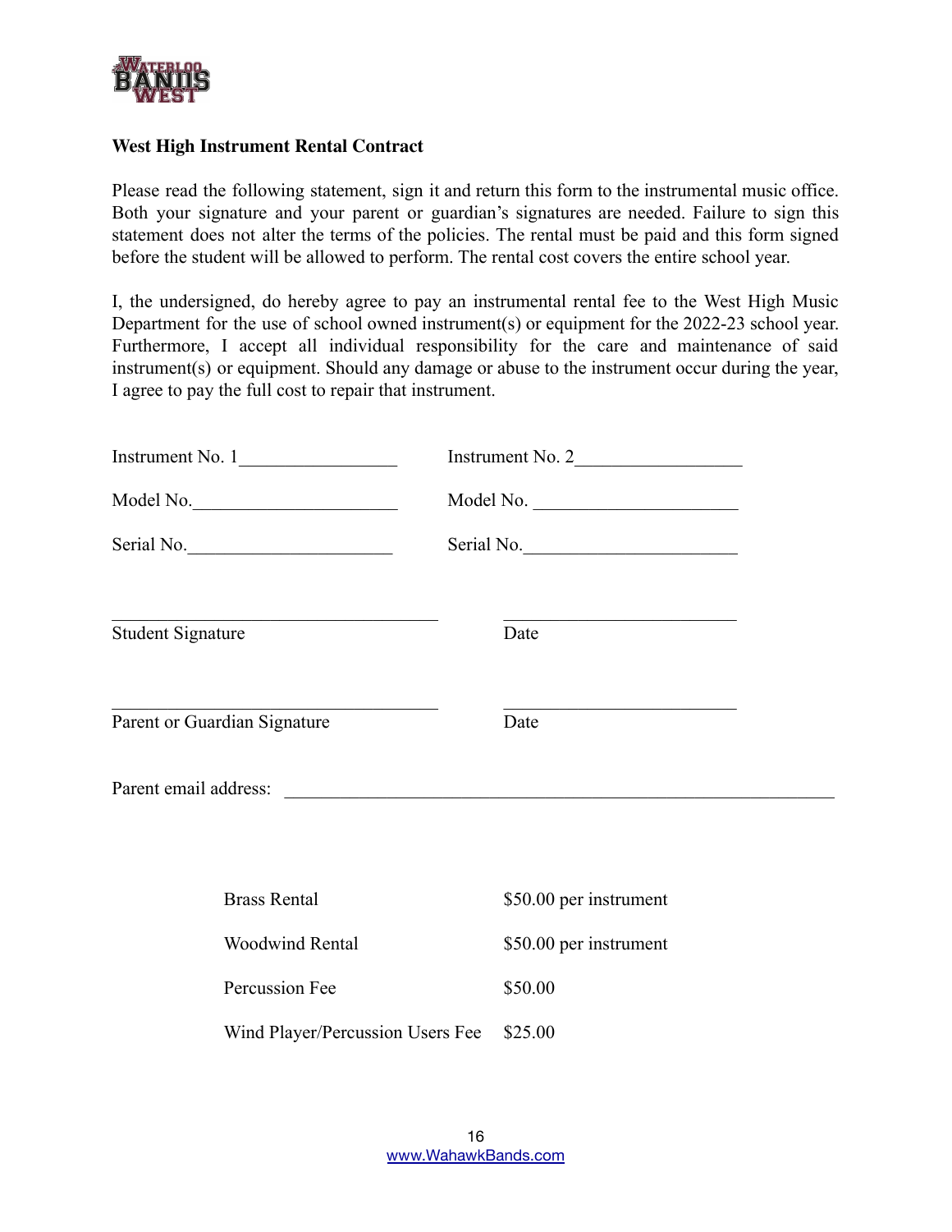**West High Instrument Rental Contract**

Please read the following statement, sign it and return this form to the instrumental music office. Both your signature and your parent or guardian's signatures are needed. Failure to sign this statement does not alter the terms of the policies. The rental must be paid and this form signed before the student will be allowed to perform. The rental cost covers the entire school year.

I, the undersigned, do hereby agree to pay an instrumental rental fee to the West High Music Department for the use of school owned instrument(s) or equipment for the 2022-23 school year. Furthermore, I accept all individual responsibility for the care and maintenance of said instrument(s) or equipment. Should any damage or abuse to the instrument occur during the year, I agree to pay the full cost to repair that instrument.

Instrument No. 1_________________ Instrument No. 2_________________

Model No.______________________ Model No. ______________________

Serial No.______________________ Serial No.______________________

____________________________________ __________________________

Student Signature Date

____________________________________ __________________________

Parent or Guardian Signature Date

Parent email address: ____________________________________________________________

| | |
|---|---|
| Brass Rental | $50.00 per instrument |
| Woodwind Rental | $50.00 per instrument |
| Percussion Fee | $50.00 |
| Wind Player/Percussion Users Fee | $25.00 |

www.WahawkBands.com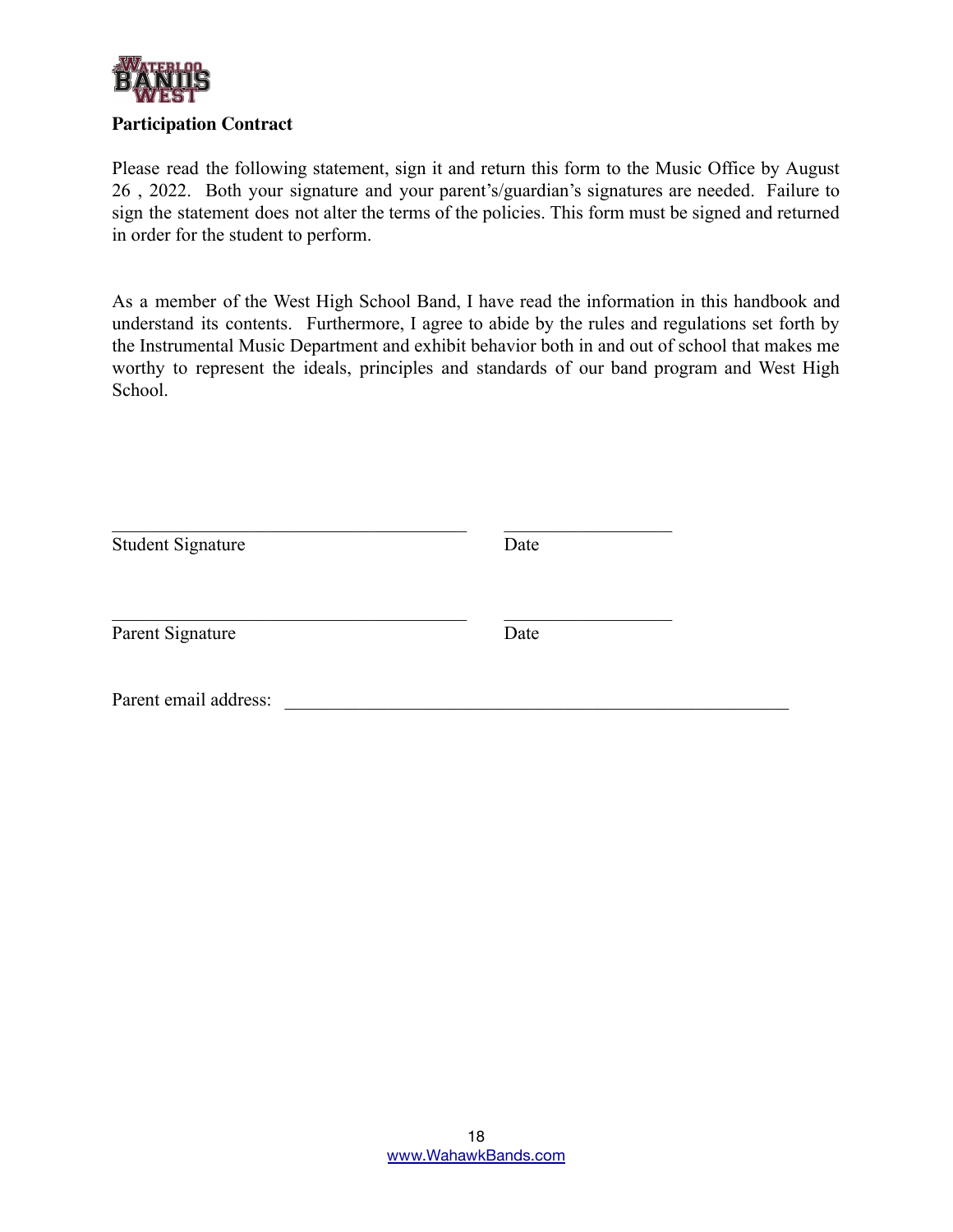**Participation Contract**

Please read the following statement, sign it and return this form to the Music Office by August 26 , 2022. Both your signature and your parent's/guardian's signatures are needed. Failure to sign the statement does not alter the terms of the policies. This form must be signed and returned in order for the student to perform.

As a member of the West High School Band, I have read the information in this handbook and understand its contents. Furthermore, I agree to abide by the rules and regulations set forth by the Instrumental Music Department and exhibit behavior both in and out of school that makes me worthy to represent the ideals, principles and standards of our band program and West High School.

_______________________________________ __________________

Student Signature Date

_______________________________________ __________________

Parent Signature Date

Parent email address: _______________________________________________________

www.WahawkBands.com